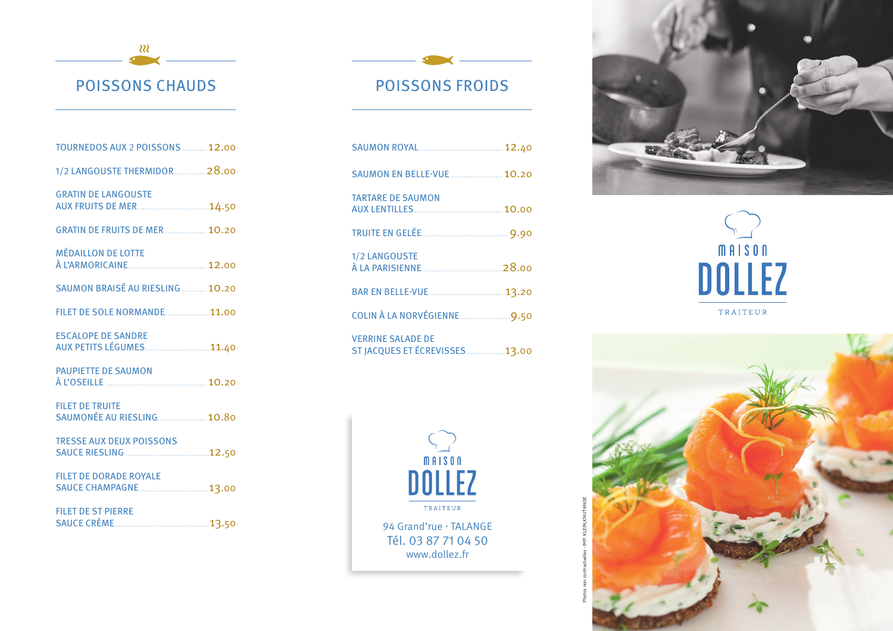## POISSONS CHAUDS

| | |
|---|---|
| TOURNEDOS AUX 2 POISSONS | 12.00 |
| 1/2 LANGOUSTE THERMIDOR | 28.00 |
| GRATIN DE LANGOUSTE AUX FRUITS DE MER | 14.50 |
| GRATIN DE FRUITS DE MER | 10.20 |
| MÉDAILLON DE LOTTE À L'ARMORICAINE | 12.00 |
| SAUMON BRAISÉ AU RIESLING | 10.20 |
| FILET DE SOLE NORMANDE | 11.00 |
| ESCALOPE DE SANDRE AUX PETITS LÉGUMES | 11.40 |
| PAUPIETTE DE SAUMON À L'OSEILLE | 10.20 |
| FILET DE TRUITE SAUMONÉE AU RIESLING | 10.80 |
| TRESSE AUX DEUX POISSONS SAUCE RIESLING | 12.50 |
| FILET DE DORADE ROYALE SAUCE CHAMPAGNE | 13.00 |
| FILET DE ST PIERRE SAUCE CRÈME | 13.50 |

## POISSONS FROIDS

| | |
|---|---|
| SAUMON ROYAL | 12.40 |
| SAUMON EN BELLE-VUE | 10.20 |
| TARTARE DE SAUMON AUX LENTILLES | 10.00 |
| TRUITE EN GELÉE | 9.90 |
| 1/2 LANGOUSTE À LA PARISIENNE | 28.00 |
| BAR EN BELLE-VUE | 13.20 |
| COLIN À LA NORVÉGIENNE | 9.50 |
| VERRINE SALADE DE ST JACQUES ET ÉCREVISSES | 13.00 |

MAISON DOLLEZ
TRAITEUR

94 Grand'rue - TALANGE
Tél. 03 87 71 04 50
www.dollez.fr

MAISON DOLLEZ
TRAITEUR

Photos non contractuelles - IMP. KLEIN_KNUTANGE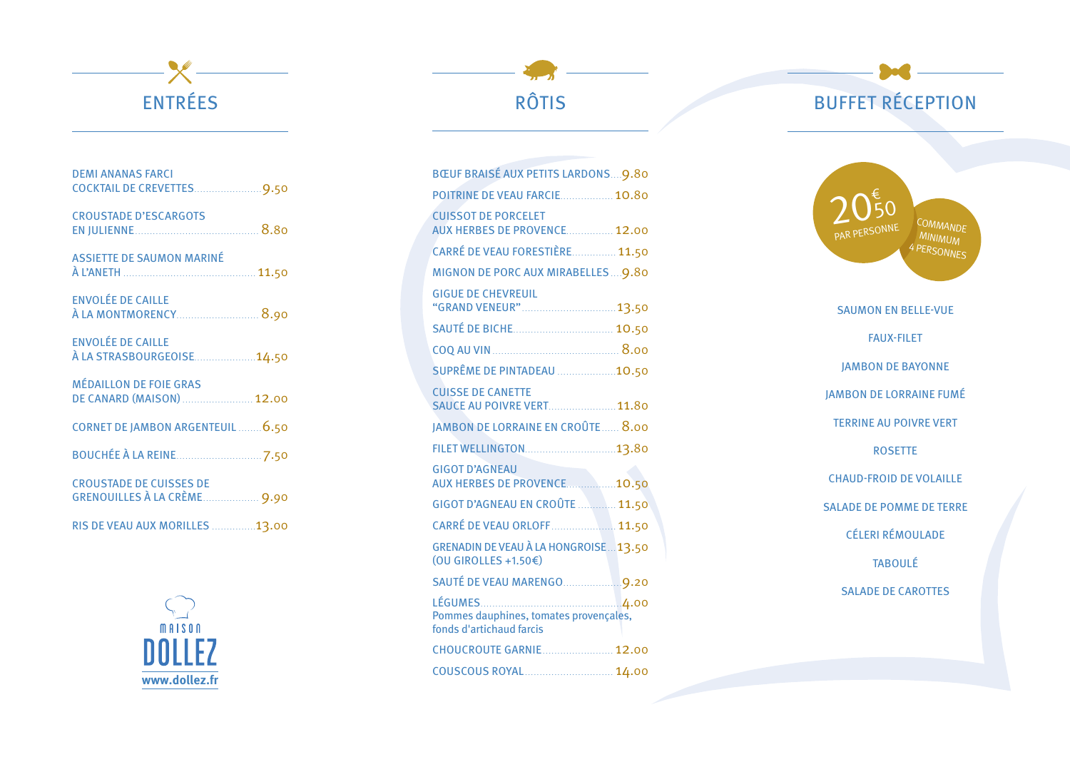## ENTRÉES

| | |
|---|---|
| DEMI ANANAS FARCI COCKTAIL DE CREVETTES | 9.50 |
| CROUSTADE D'ESCARGOTS EN JULIENNE | 8.80 |
| ASSIETTE DE SAUMON MARINÉ À L'ANETH | 11.50 |
| ENVOLÉE DE CAILLE À LA MONTMORENCY | 8.90 |
| ENVOLÉE DE CAILLE À LA STRASBOURGEOISE | 14.50 |
| MÉDAILLON DE FOIE GRAS DE CANARD (MAISON) | 12.00 |
| CORNET DE JAMBON ARGENTEUIL | 6.50 |
| BOUCHÉE À LA REINE | 7.50 |
| CROUSTADE DE CUISSES DE GRENOUILLES À LA CRÈME | 9.90 |
| RIS DE VEAU AUX MORILLES | 13.00 |

MAISON DOLLEZ
www.dollez.fr

## RÔTIS

| | |
|---|---|
| BŒUF BRAISÉ AUX PETITS LARDONS | 9.80 |
| POITRINE DE VEAU FARCIE | 10.80 |
| CUISSOT DE PORCELET AUX HERBES DE PROVENCE | 12.00 |
| CARRÉ DE VEAU FORESTIÈRE | 11.50 |
| MIGNON DE PORC AUX MIRABELLES | 9.80 |
| GIGUE DE CHEVREUIL "GRAND VENEUR" | 13.50 |
| SAUTÉ DE BICHE | 10.50 |
| COQ AU VIN | 8.00 |
| SUPRÊME DE PINTADEAU | 10.50 |
| CUISSE DE CANETTE SAUCE AU POIVRE VERT | 11.80 |
| JAMBON DE LORRAINE EN CROÛTE | 8.00 |
| FILET WELLINGTON | 13.80 |
| GIGOT D'AGNEAU AUX HERBES DE PROVENCE | 10.50 |
| GIGOT D'AGNEAU EN CROÛTE | 11.50 |
| CARRÉ DE VEAU ORLOFF | 11.50 |
| GRENADIN DE VEAU À LA HONGROISE (OU GIROLLES +1.50€) | 13.50 |
| SAUTÉ DE VEAU MARENGO | 9.20 |
| LÉGUMES<br>Pommes dauphines, tomates provençales, fonds d'artichaud farcis | 4.00 |
| CHOUCROUTE GARNIE | 12.00 |
| COUSCOUS ROYAL | 14.00 |

## BUFFET RÉCEPTION

20€50 PAR PERSONNE

COMMANDE MINIMUM 4 PERSONNES

- SAUMON EN BELLE-VUE
- FAUX-FILET
- JAMBON DE BAYONNE
- JAMBON DE LORRAINE FUMÉ
- TERRINE AU POIVRE VERT
- ROSETTE
- CHAUD-FROID DE VOLAILLE
- SALADE DE POMME DE TERRE
- CÉLERI RÉMOULADE
- TABOULÉ
- SALADE DE CAROTTES